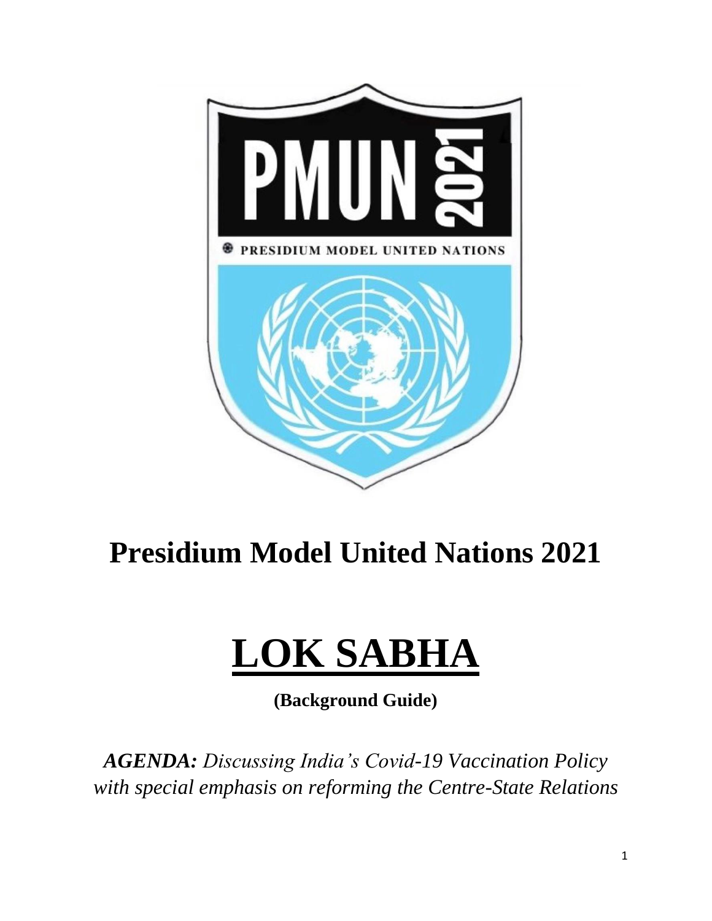# Presidium Model United Nations 2021

# LOK SABHA

**(Background Guide)**

***AGENDA:*** *Discussing India's Covid-19 Vaccination Policy with special emphasis on reforming the Centre-State Relations*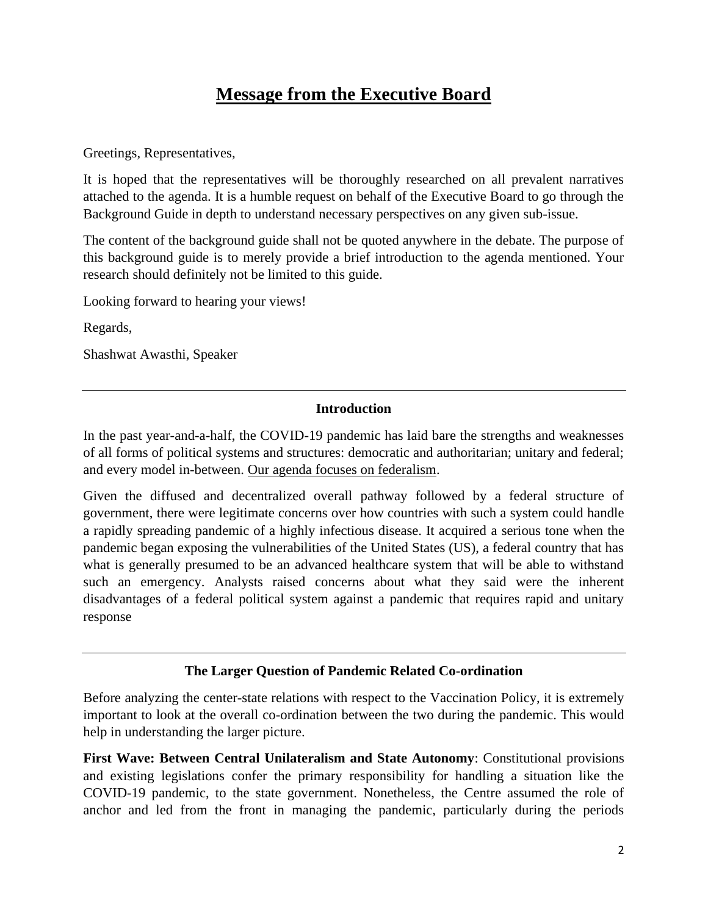# Message from the Executive Board

Greetings, Representatives,

It is hoped that the representatives will be thoroughly researched on all prevalent narratives attached to the agenda. It is a humble request on behalf of the Executive Board to go through the Background Guide in depth to understand necessary perspectives on any given sub-issue.

The content of the background guide shall not be quoted anywhere in the debate. The purpose of this background guide is to merely provide a brief introduction to the agenda mentioned. Your research should definitely not be limited to this guide.

Looking forward to hearing your views!

Regards,

Shashwat Awasthi, Speaker

---

## Introduction

In the past year-and-a-half, the COVID-19 pandemic has laid bare the strengths and weaknesses of all forms of political systems and structures: democratic and authoritarian; unitary and federal; and every model in-between. Our agenda focuses on federalism.

Given the diffused and decentralized overall pathway followed by a federal structure of government, there were legitimate concerns over how countries with such a system could handle a rapidly spreading pandemic of a highly infectious disease. It acquired a serious tone when the pandemic began exposing the vulnerabilities of the United States (US), a federal country that has what is generally presumed to be an advanced healthcare system that will be able to withstand such an emergency. Analysts raised concerns about what they said were the inherent disadvantages of a federal political system against a pandemic that requires rapid and unitary response

---

## The Larger Question of Pandemic Related Co-ordination

Before analyzing the center-state relations with respect to the Vaccination Policy, it is extremely important to look at the overall co-ordination between the two during the pandemic. This would help in understanding the larger picture.

**First Wave: Between Central Unilateralism and State Autonomy**: Constitutional provisions and existing legislations confer the primary responsibility for handling a situation like the COVID-19 pandemic, to the state government. Nonetheless, the Centre assumed the role of anchor and led from the front in managing the pandemic, particularly during the periods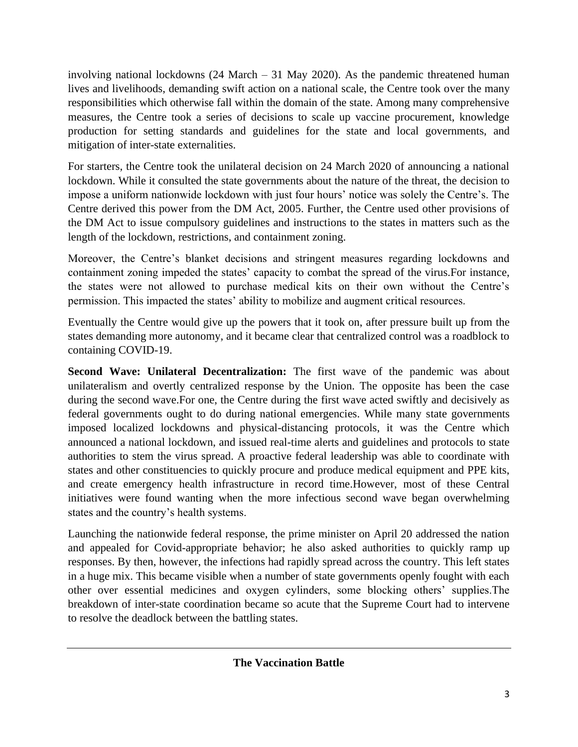involving national lockdowns (24 March – 31 May 2020). As the pandemic threatened human lives and livelihoods, demanding swift action on a national scale, the Centre took over the many responsibilities which otherwise fall within the domain of the state. Among many comprehensive measures, the Centre took a series of decisions to scale up vaccine procurement, knowledge production for setting standards and guidelines for the state and local governments, and mitigation of inter-state externalities.

For starters, the Centre took the unilateral decision on 24 March 2020 of announcing a national lockdown. While it consulted the state governments about the nature of the threat, the decision to impose a uniform nationwide lockdown with just four hours' notice was solely the Centre's. The Centre derived this power from the DM Act, 2005. Further, the Centre used other provisions of the DM Act to issue compulsory guidelines and instructions to the states in matters such as the length of the lockdown, restrictions, and containment zoning.

Moreover, the Centre's blanket decisions and stringent measures regarding lockdowns and containment zoning impeded the states' capacity to combat the spread of the virus.For instance, the states were not allowed to purchase medical kits on their own without the Centre's permission. This impacted the states' ability to mobilize and augment critical resources.

Eventually the Centre would give up the powers that it took on, after pressure built up from the states demanding more autonomy, and it became clear that centralized control was a roadblock to containing COVID-19.

**Second Wave: Unilateral Decentralization:** The first wave of the pandemic was about unilateralism and overtly centralized response by the Union. The opposite has been the case during the second wave.For one, the Centre during the first wave acted swiftly and decisively as federal governments ought to do during national emergencies. While many state governments imposed localized lockdowns and physical-distancing protocols, it was the Centre which announced a national lockdown, and issued real-time alerts and guidelines and protocols to state authorities to stem the virus spread. A proactive federal leadership was able to coordinate with states and other constituencies to quickly procure and produce medical equipment and PPE kits, and create emergency health infrastructure in record time.However, most of these Central initiatives were found wanting when the more infectious second wave began overwhelming states and the country's health systems.

Launching the nationwide federal response, the prime minister on April 20 addressed the nation and appealed for Covid-appropriate behavior; he also asked authorities to quickly ramp up responses. By then, however, the infections had rapidly spread across the country. This left states in a huge mix. This became visible when a number of state governments openly fought with each other over essential medicines and oxygen cylinders, some blocking others' supplies.The breakdown of inter-state coordination became so acute that the Supreme Court had to intervene to resolve the deadlock between the battling states.

---

**The Vaccination Battle**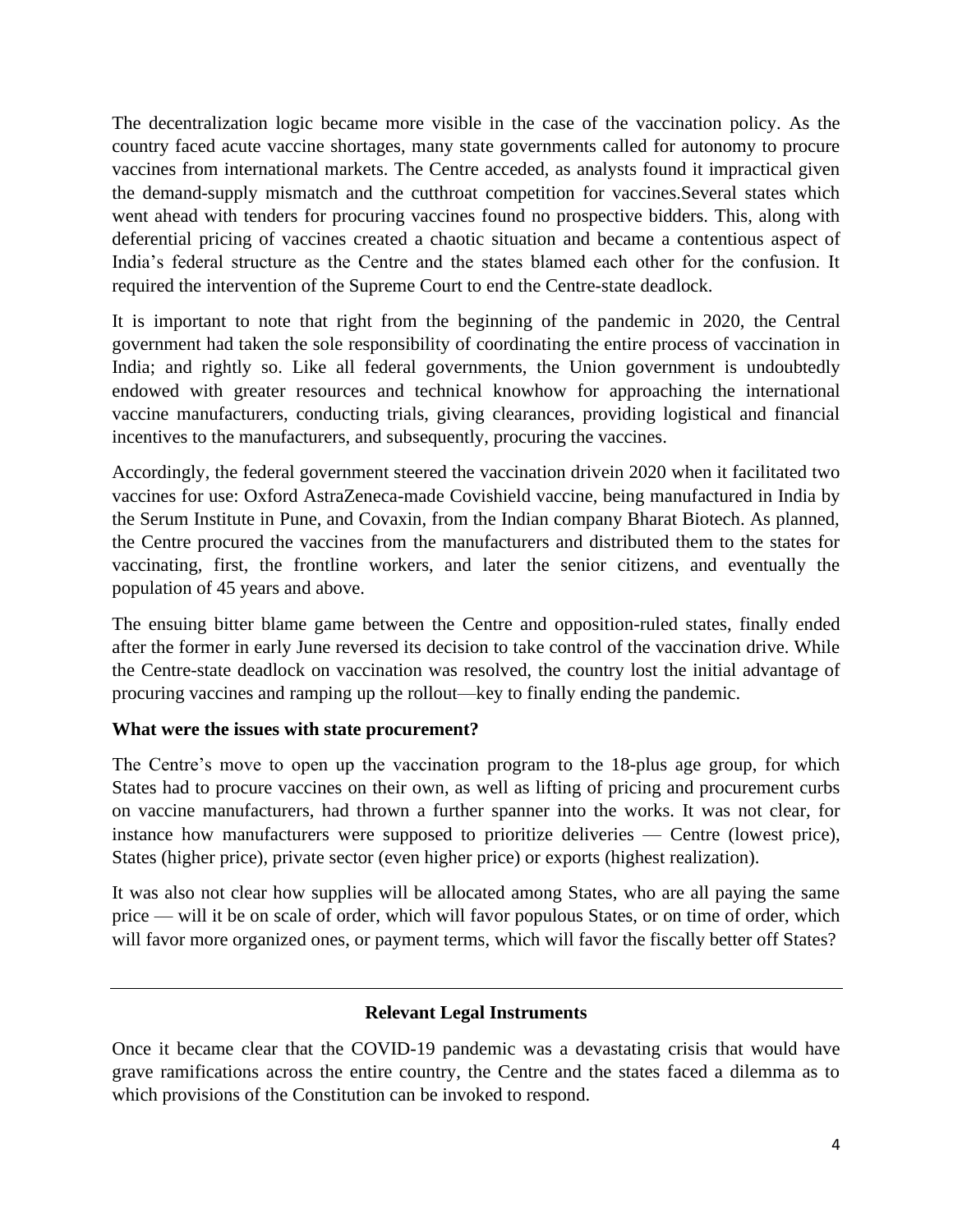The decentralization logic became more visible in the case of the vaccination policy. As the country faced acute vaccine shortages, many state governments called for autonomy to procure vaccines from international markets. The Centre acceded, as analysts found it impractical given the demand-supply mismatch and the cutthroat competition for vaccines.Several states which went ahead with tenders for procuring vaccines found no prospective bidders. This, along with deferential pricing of vaccines created a chaotic situation and became a contentious aspect of India's federal structure as the Centre and the states blamed each other for the confusion. It required the intervention of the Supreme Court to end the Centre-state deadlock.

It is important to note that right from the beginning of the pandemic in 2020, the Central government had taken the sole responsibility of coordinating the entire process of vaccination in India; and rightly so. Like all federal governments, the Union government is undoubtedly endowed with greater resources and technical knowhow for approaching the international vaccine manufacturers, conducting trials, giving clearances, providing logistical and financial incentives to the manufacturers, and subsequently, procuring the vaccines.

Accordingly, the federal government steered the vaccination drivein 2020 when it facilitated two vaccines for use: Oxford AstraZeneca-made Covishield vaccine, being manufactured in India by the Serum Institute in Pune, and Covaxin, from the Indian company Bharat Biotech. As planned, the Centre procured the vaccines from the manufacturers and distributed them to the states for vaccinating, first, the frontline workers, and later the senior citizens, and eventually the population of 45 years and above.

The ensuing bitter blame game between the Centre and opposition-ruled states, finally ended after the former in early June reversed its decision to take control of the vaccination drive. While the Centre-state deadlock on vaccination was resolved, the country lost the initial advantage of procuring vaccines and ramping up the rollout—key to finally ending the pandemic.

**What were the issues with state procurement?**

The Centre's move to open up the vaccination program to the 18-plus age group, for which States had to procure vaccines on their own, as well as lifting of pricing and procurement curbs on vaccine manufacturers, had thrown a further spanner into the works. It was not clear, for instance how manufacturers were supposed to prioritize deliveries — Centre (lowest price), States (higher price), private sector (even higher price) or exports (highest realization).

It was also not clear how supplies will be allocated among States, who are all paying the same price — will it be on scale of order, which will favor populous States, or on time of order, which will favor more organized ones, or payment terms, which will favor the fiscally better off States?

---

**Relevant Legal Instruments**

Once it became clear that the COVID-19 pandemic was a devastating crisis that would have grave ramifications across the entire country, the Centre and the states faced a dilemma as to which provisions of the Constitution can be invoked to respond.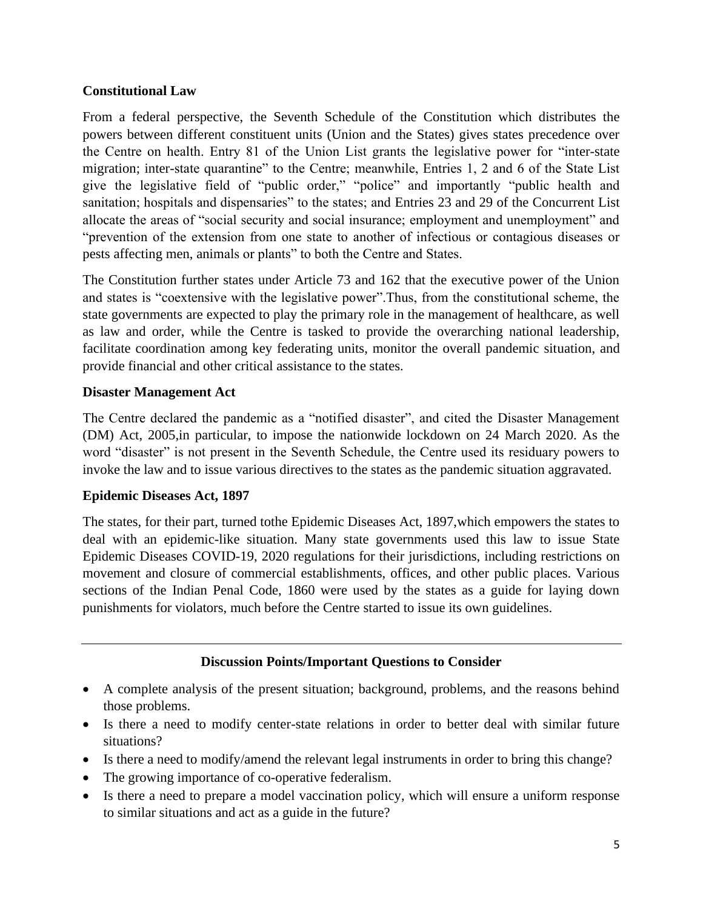**Constitutional Law**

From a federal perspective, the Seventh Schedule of the Constitution which distributes the powers between different constituent units (Union and the States) gives states precedence over the Centre on health. Entry 81 of the Union List grants the legislative power for "inter-state migration; inter-state quarantine" to the Centre; meanwhile, Entries 1, 2 and 6 of the State List give the legislative field of "public order," "police" and importantly "public health and sanitation; hospitals and dispensaries" to the states; and Entries 23 and 29 of the Concurrent List allocate the areas of "social security and social insurance; employment and unemployment" and "prevention of the extension from one state to another of infectious or contagious diseases or pests affecting men, animals or plants" to both the Centre and States.

The Constitution further states under Article 73 and 162 that the executive power of the Union and states is "coextensive with the legislative power".Thus, from the constitutional scheme, the state governments are expected to play the primary role in the management of healthcare, as well as law and order, while the Centre is tasked to provide the overarching national leadership, facilitate coordination among key federating units, monitor the overall pandemic situation, and provide financial and other critical assistance to the states.

**Disaster Management Act**

The Centre declared the pandemic as a "notified disaster", and cited the Disaster Management (DM) Act, 2005,in particular, to impose the nationwide lockdown on 24 March 2020. As the word "disaster" is not present in the Seventh Schedule, the Centre used its residuary powers to invoke the law and to issue various directives to the states as the pandemic situation aggravated.

**Epidemic Diseases Act, 1897**

The states, for their part, turned tothe Epidemic Diseases Act, 1897,which empowers the states to deal with an epidemic-like situation. Many state governments used this law to issue State Epidemic Diseases COVID-19, 2020 regulations for their jurisdictions, including restrictions on movement and closure of commercial establishments, offices, and other public places. Various sections of the Indian Penal Code, 1860 were used by the states as a guide for laying down punishments for violators, much before the Centre started to issue its own guidelines.

---

**Discussion Points/Important Questions to Consider**

- A complete analysis of the present situation; background, problems, and the reasons behind those problems.
- Is there a need to modify center-state relations in order to better deal with similar future situations?
- Is there a need to modify/amend the relevant legal instruments in order to bring this change?
- The growing importance of co-operative federalism.
- Is there a need to prepare a model vaccination policy, which will ensure a uniform response to similar situations and act as a guide in the future?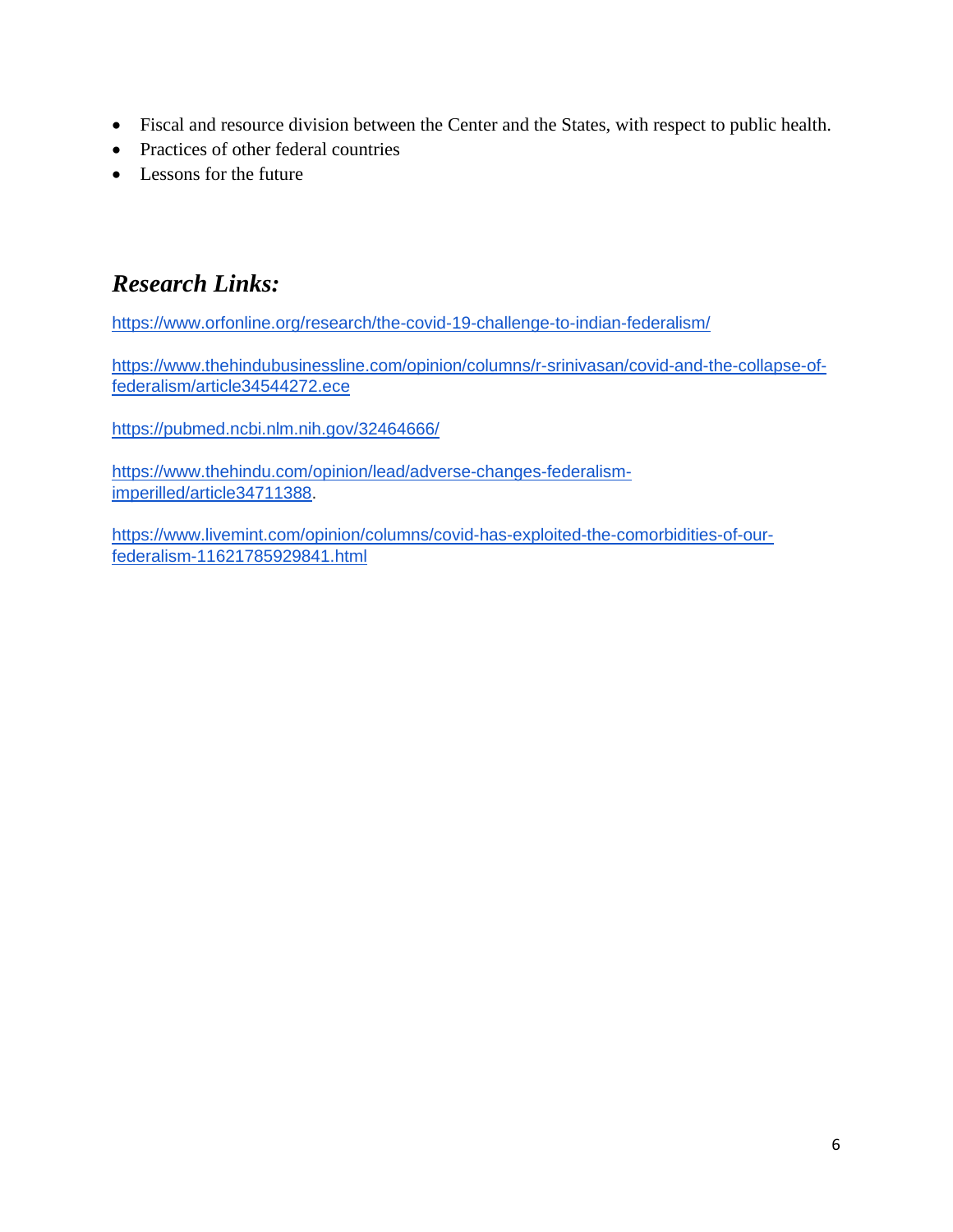- Fiscal and resource division between the Center and the States, with respect to public health.
- Practices of other federal countries
- Lessons for the future

## *Research Links:*

https://www.orfonline.org/research/the-covid-19-challenge-to-indian-federalism/

https://www.thehindubusinessline.com/opinion/columns/r-srinivasan/covid-and-the-collapse-of-federalism/article34544272.ece

https://pubmed.ncbi.nlm.nih.gov/32464666/

https://www.thehindu.com/opinion/lead/adverse-changes-federalism-imperilled/article34711388.

https://www.livemint.com/opinion/columns/covid-has-exploited-the-comorbidities-of-our-federalism-11621785929841.html